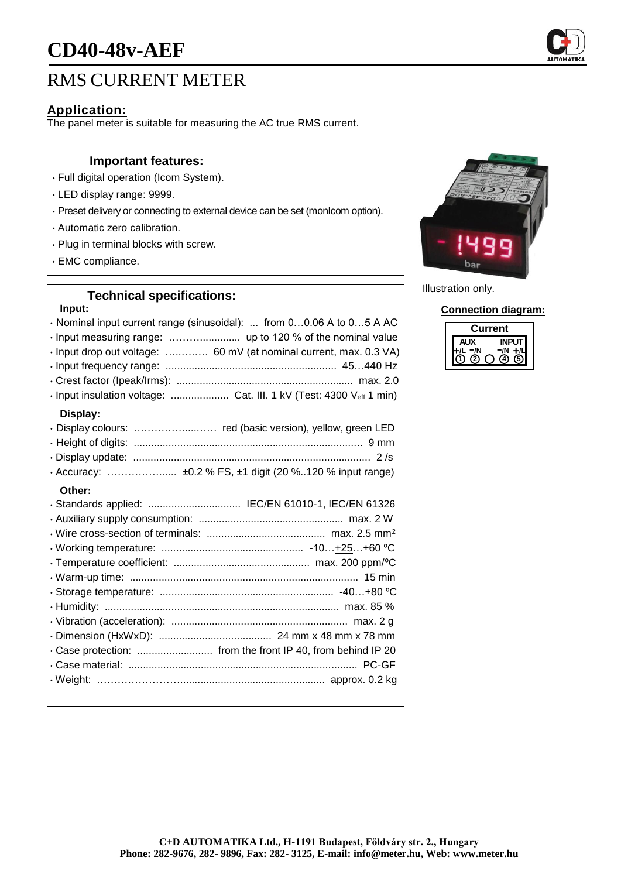# CD40-48v-AEF

## RMS CURRENT METER

### Application:

The panel meter is suitable for measuring the AC true RMS current.

### Important features:

- Full digital operation (Icom System).
- LED display range: 9999.
- Preset delivery or connecting to external device can be set (monIcom option).
- Automatic zero calibration.
- Plug in terminal blocks with screw.
- EMC compliance.

Illustration only.

### Technical specifications:

**Input:**

- Nominal input current range (sinusoidal): ... from 0…0.06 A to 0…5 A AC
- Input measuring range: ……….............. up to 120 % of the nominal value
- Input drop out voltage: …..……. 60 mV (at nominal current, max. 0.3 VA)
- Input frequency range: ........................................................... 45…440 Hz
- Crest factor (Ipeak/Irms): ............................................................ max. 2.0
- Input insulation voltage: .................... Cat. III. 1 kV (Test: 4300 $V_{eff}$ 1 min)

**Display:**

- Display colours: ……………....…… red (basic version), yellow, green LED
- Height of digits: .............................................................................. 9 mm
- Display update: ................................................................................. 2 /s
- Accuracy: ………………...... ±0.2 % FS, ±1 digit (20 %..120 % input range)

**Other:**

- Standards applied: ................................ IEC/EN 61010-1, IEC/EN 61326
- Auxiliary supply consumption: .................................................. max. 2 W
- Wire cross-section of terminals: ......................................... max. 2.5 mm²
- Working temperature: ................................................. -10…+25…+60 ºC
- Temperature coefficient: ............................................... max. 200 ppm/ºC
- Warm-up time: ............................................................................... 15 min
- Storage temperature: ............................................................ -40…+80 ºC
- Humidity: ................................................................................ max. 85 %
- Vibration (acceleration): ............................................................. max. 2 g
- Dimension (HxWxD): ....................................... 24 mm x 48 mm x 78 mm
- Case protection: .......................... from the front IP 40, from behind IP 20
- Case material: ............................................................................... PC-GF
- Weight: …………………….................................................. approx. 0.2 kg

### Connection diagram:

| Current | | | | |
|---|---|---|---|---|
| AUX | | | INPUT | |
| +/L | −/N | | −/N | +/L |
| ① | ② | ○ | ④ | ⑤ |

**C+D AUTOMATIKA Ltd., H-1191 Budapest, Földváry str. 2., Hungary**
**Phone: 282-9676, 282- 9896, Fax: 282- 3125, E-mail: info@meter.hu, Web: www.meter.hu**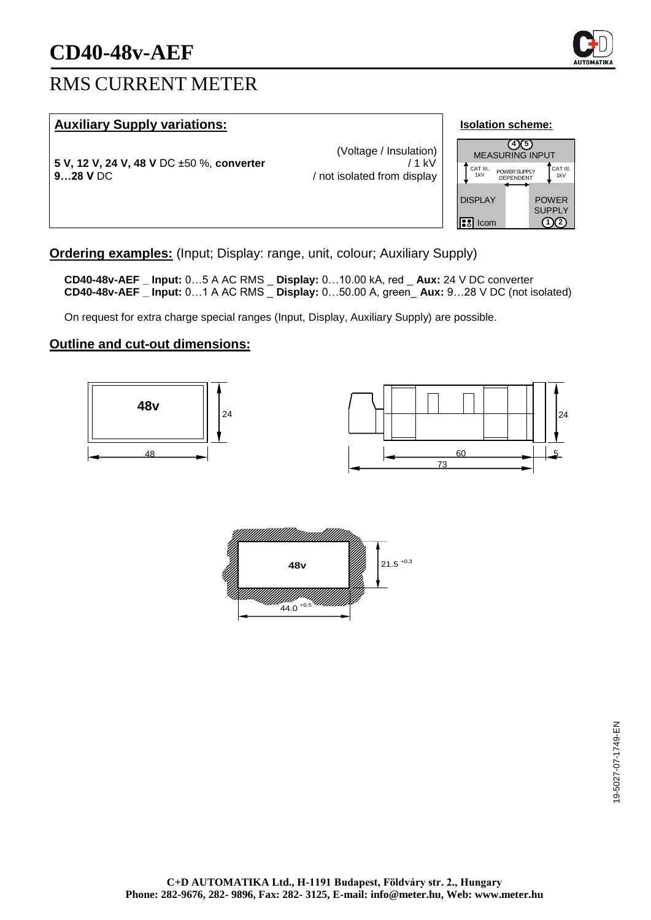# CD40-48v-AEF

## RMS CURRENT METER

### Auxiliary Supply variations:

| | (Voltage / Insulation) |
|---|---|
| **5 V, 12 V, 24 V, 48 V** DC ±50 %, **converter** | / 1 kV |
| **9…28 V** DC | / not isolated from display |

**Isolation scheme:**

4 5
MEASURING INPUT
CAT III. 1kV
POWER SUPPLY DEPENDENT
CAT III. 1kV
DISPLAY
POWER SUPPLY
Icom
1 2

### Ordering examples: (Input; Display: range, unit, colour; Auxiliary Supply)

**CD40-48v-AEF** _ **Input:** 0…5 A AC RMS _ **Display:** 0…10.00 kA, red _ **Aux:** 24 V DC converter
**CD40-48v-AEF** _ **Input:** 0…1 A AC RMS _ **Display:** 0…50.00 A, green_ **Aux:** 9…28 V DC (not isolated)

On request for extra charge special ranges (Input, Display, Auxiliary Supply) are possible.

### Outline and cut-out dimensions:

48v
24
48
24
60
5
73

48v
21.5 $^{+0.3}$
44.0 $^{+0.5}$

19-5027-07-1749-EN

**C+D AUTOMATIKA Ltd., H-1191 Budapest, Földváry str. 2., Hungary**
**Phone: 282-9676, 282- 9896, Fax: 282- 3125, E-mail: info@meter.hu, Web: www.meter.hu**